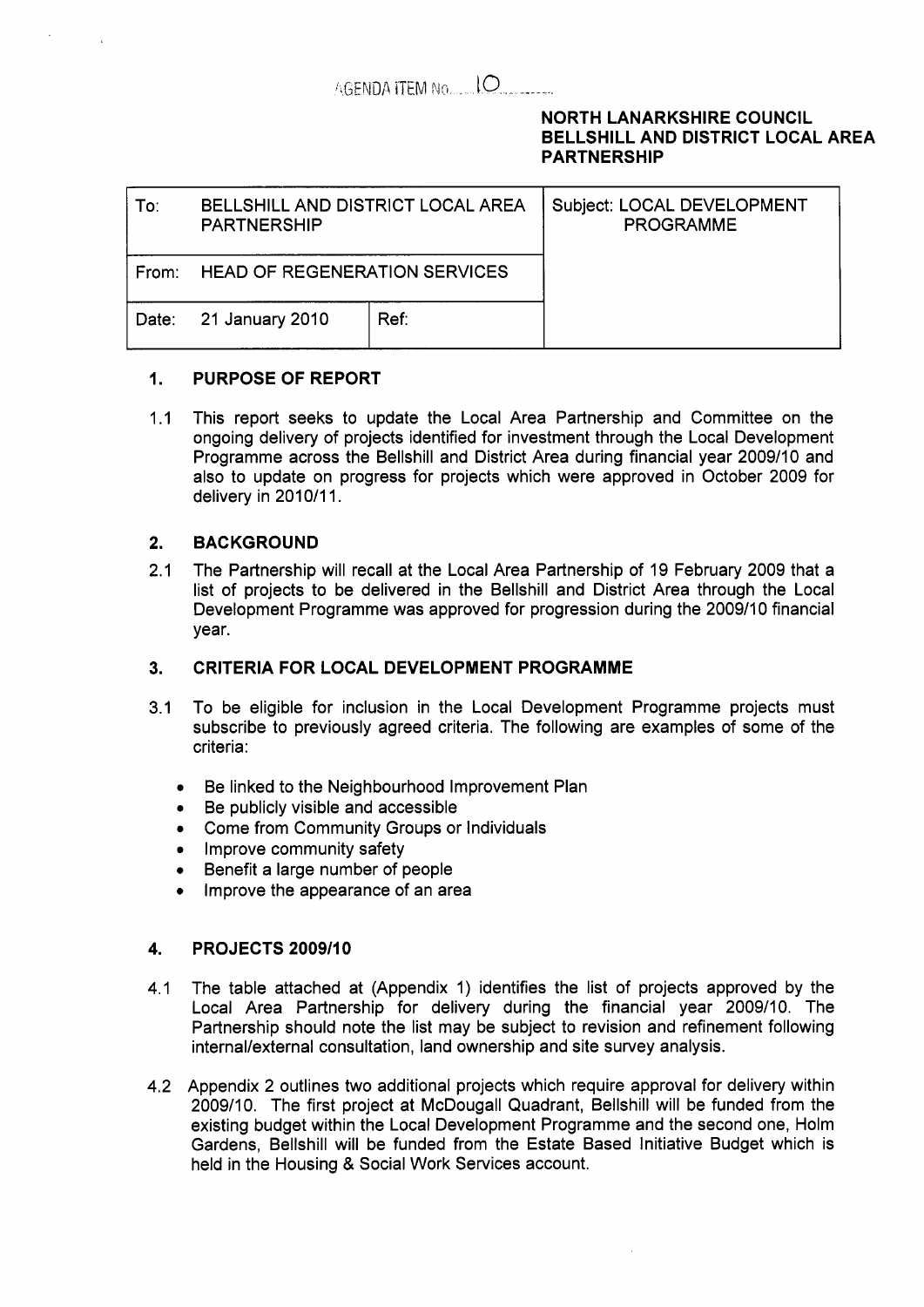AGENDA ITEM No. 10

**NORTH LANARKSHIRE COUNCIL**
**BELLSHILL AND DISTRICT LOCAL AREA PARTNERSHIP**

| To: BELLSHILL AND DISTRICT LOCAL AREA PARTNERSHIP | | Subject: LOCAL DEVELOPMENT PROGRAMME |
|---|---|---|
| From: HEAD OF REGENERATION SERVICES | | |
| Date: 21 January 2010 | Ref: | |

## 1. PURPOSE OF REPORT

1.1 This report seeks to update the Local Area Partnership and Committee on the ongoing delivery of projects identified for investment through the Local Development Programme across the Bellshill and District Area during financial year 2009/10 and also to update on progress for projects which were approved in October 2009 for delivery in 2010/11.

## 2. BACKGROUND

2.1 The Partnership will recall at the Local Area Partnership of 19 February 2009 that a list of projects to be delivered in the Bellshill and District Area through the Local Development Programme was approved for progression during the 2009/10 financial year.

## 3. CRITERIA FOR LOCAL DEVELOPMENT PROGRAMME

3.1 To be eligible for inclusion in the Local Development Programme projects must subscribe to previously agreed criteria. The following are examples of some of the criteria:

- Be linked to the Neighbourhood Improvement Plan
- Be publicly visible and accessible
- Come from Community Groups or Individuals
- Improve community safety
- Benefit a large number of people
- Improve the appearance of an area

## 4. PROJECTS 2009/10

4.1 The table attached at (Appendix 1) identifies the list of projects approved by the Local Area Partnership for delivery during the financial year 2009/10. The Partnership should note the list may be subject to revision and refinement following internal/external consultation, land ownership and site survey analysis.

4.2 Appendix 2 outlines two additional projects which require approval for delivery within 2009/10. The first project at McDougall Quadrant, Bellshill will be funded from the existing budget within the Local Development Programme and the second one, Holm Gardens, Bellshill will be funded from the Estate Based Initiative Budget which is held in the Housing & Social Work Services account.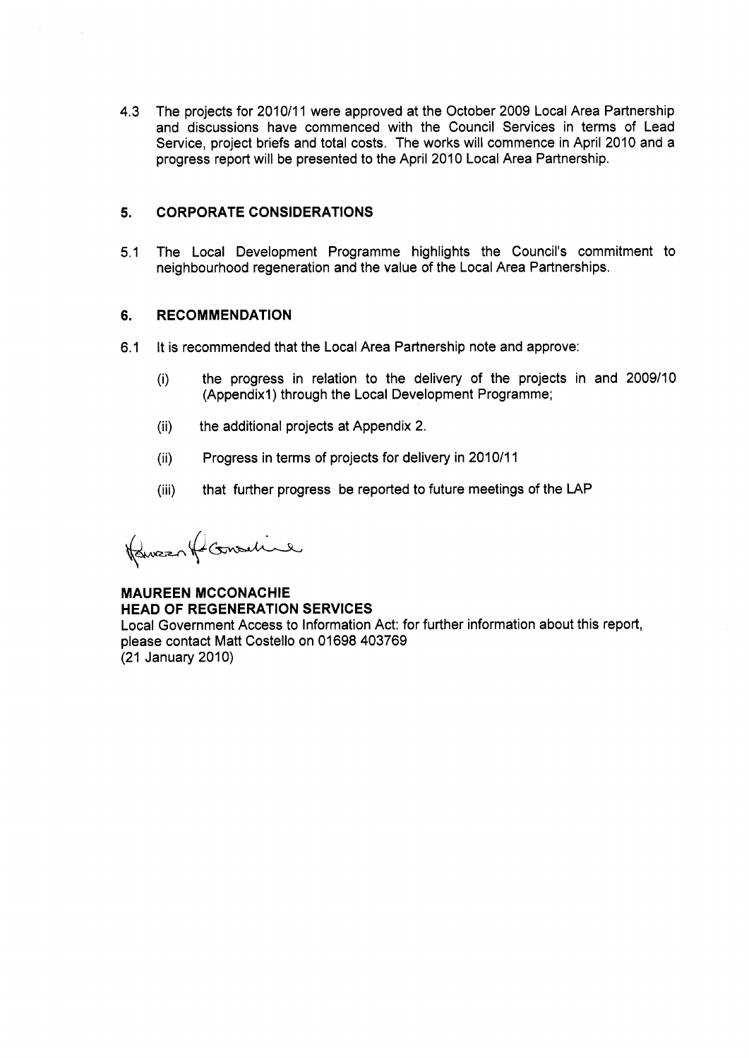4.3 The projects for 2010/11 were approved at the October 2009 Local Area Partnership and discussions have commenced with the Council Services in terms of Lead Service, project briefs and total costs. The works will commence in April 2010 and a progress report will be presented to the April 2010 Local Area Partnership.

## 5. CORPORATE CONSIDERATIONS

5.1 The Local Development Programme highlights the Council's commitment to neighbourhood regeneration and the value of the Local Area Partnerships.

## 6. RECOMMENDATION

6.1 It is recommended that the Local Area Partnership note and approve:

(i) the progress in relation to the delivery of the projects in and 2009/10 (Appendix1) through the Local Development Programme;

(ii) the additional projects at Appendix 2.

(ii) Progress in terms of projects for delivery in 2010/11

(iii) that further progress be reported to future meetings of the LAP

**MAUREEN MCCONACHIE**
**HEAD OF REGENERATION SERVICES**
Local Government Access to Information Act: for further information about this report, please contact Matt Costello on 01698 403769
(21 January 2010)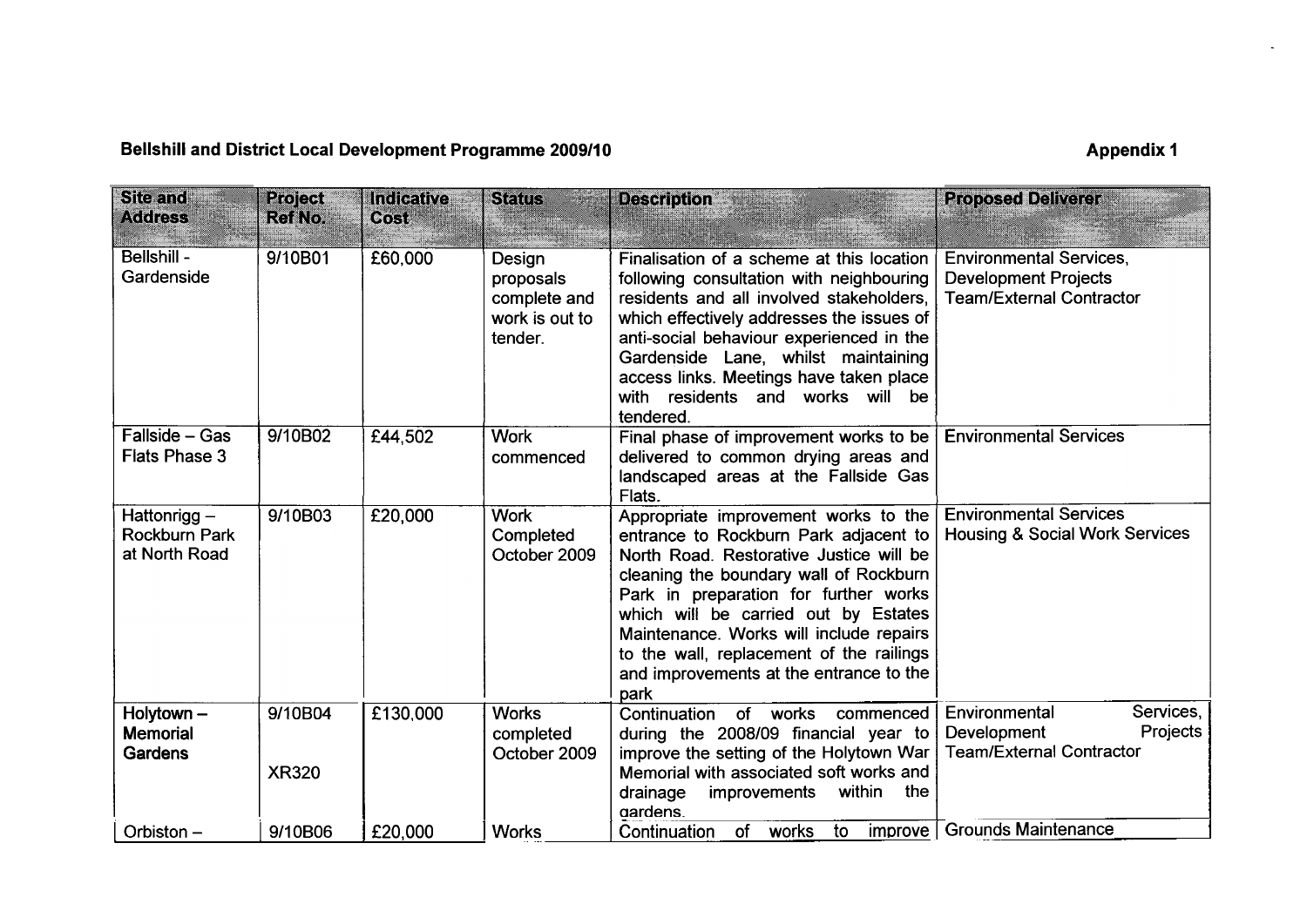**Bellshill and District Local Development Programme 2009/10** **Appendix 1**

| Site and Address | Project Ref No. | Indicative Cost | Status | Description | Proposed Deliverer |
|---|---|---|---|---|---|
| Bellshill - Gardenside | 9/10B01 | £60,000 | Design proposals complete and work is out to tender. | Finalisation of a scheme at this location following consultation with neighbouring residents and all involved stakeholders, which effectively addresses the issues of anti-social behaviour experienced in the Gardenside Lane, whilst maintaining access links. Meetings have taken place with residents and works will be tendered. | Environmental Services, Development Projects Team/External Contractor |
| Fallside – Gas Flats Phase 3 | 9/10B02 | £44,502 | Work commenced | Final phase of improvement works to be delivered to common drying areas and landscaped areas at the Fallside Gas Flats. | Environmental Services |
| Hattonrigg – Rockburn Park at North Road | 9/10B03 | £20,000 | Work Completed October 2009 | Appropriate improvement works to the entrance to Rockburn Park adjacent to North Road. Restorative Justice will be cleaning the boundary wall of Rockburn Park in preparation for further works which will be carried out by Estates Maintenance. Works will include repairs to the wall, replacement of the railings and improvements at the entrance to the park | Environmental Services Housing & Social Work Services |
| **Holytown – Memorial Gardens** | 9/10B04 XR320 | £130,000 | Works completed October 2009 | Continuation of works commenced during the 2008/09 financial year to improve the setting of the Holytown War Memorial with associated soft works and drainage improvements within the gardens. | Environmental Services, Development Projects Team/External Contractor |
| Orbiston – | 9/10B06 | £20,000 | Works | Continuation of works to improve | Grounds Maintenance |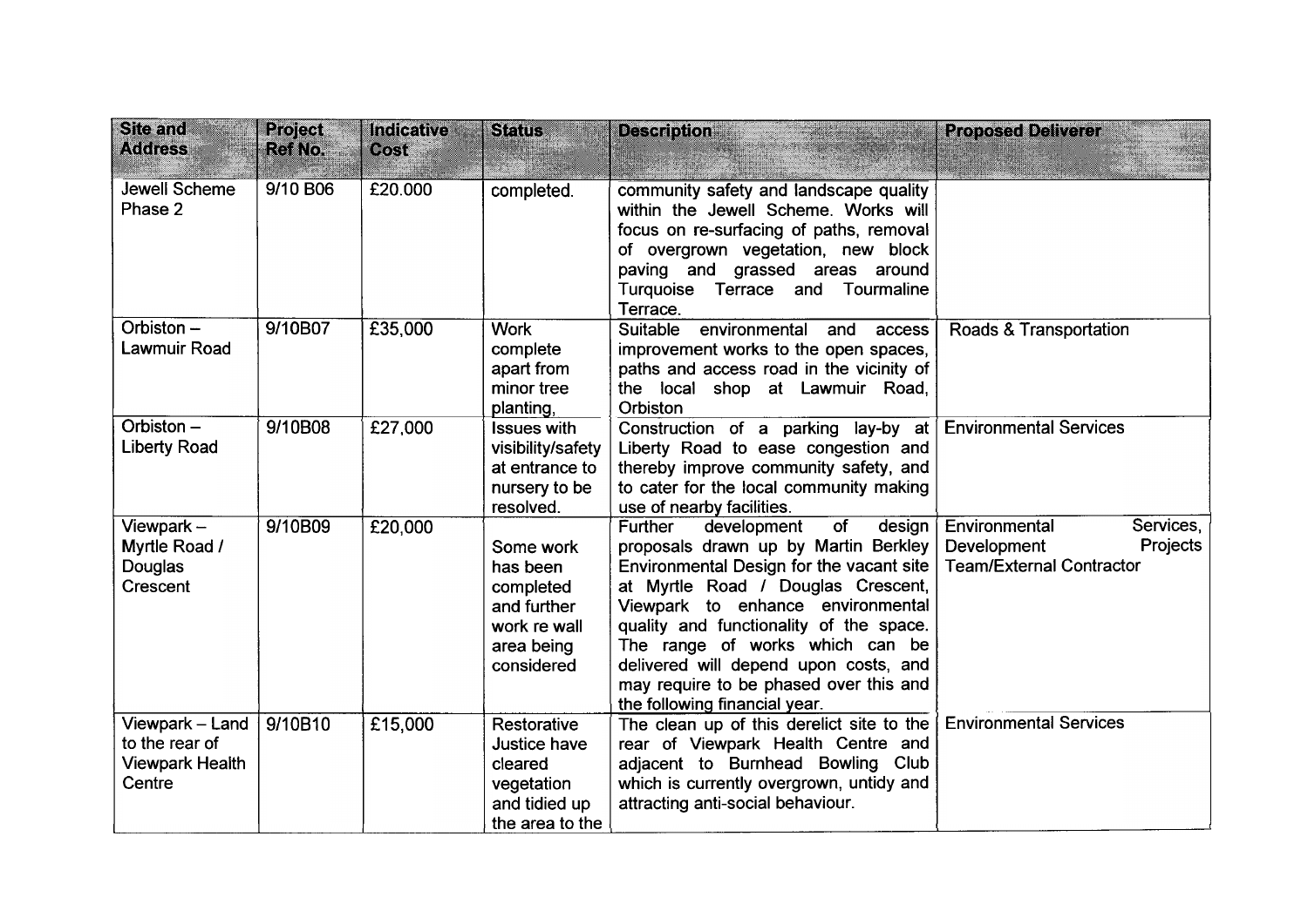| Site and Address | Project Ref No. | Indicative Cost | Status | Description | Proposed Deliverer |
|---|---|---|---|---|---|
| Jewell Scheme Phase 2 | 9/10 B06 | £20.000 | completed. | community safety and landscape quality within the Jewell Scheme. Works will focus on re-surfacing of paths, removal of overgrown vegetation, new block paving and grassed areas around Turquoise Terrace and Tourmaline Terrace. | |
| Orbiston – Lawmuir Road | 9/10B07 | £35,000 | Work complete apart from minor tree planting, | Suitable environmental and access improvement works to the open spaces, paths and access road in the vicinity of the local shop at Lawmuir Road, Orbiston | Roads & Transportation |
| Orbiston – Liberty Road | 9/10B08 | £27,000 | Issues with visibility/safety at entrance to nursery to be resolved. | Construction of a parking lay-by at Liberty Road to ease congestion and thereby improve community safety, and to cater for the local community making use of nearby facilities. | Environmental Services |
| Viewpark – Myrtle Road / Douglas Crescent | 9/10B09 | £20,000 | Some work has been completed and further work re wall area being considered | Further development of design proposals drawn up by Martin Berkley Environmental Design for the vacant site at Myrtle Road / Douglas Crescent, Viewpark to enhance environmental quality and functionality of the space. The range of works which can be delivered will depend upon costs, and may require to be phased over this and the following financial year. | Environmental Services, Development Projects Team/External Contractor |
| Viewpark – Land to the rear of Viewpark Health Centre | 9/10B10 | £15,000 | Restorative Justice have cleared vegetation and tidied up the area to the | The clean up of this derelict site to the rear of Viewpark Health Centre and adjacent to Burnhead Bowling Club which is currently overgrown, untidy and attracting anti-social behaviour. | Environmental Services |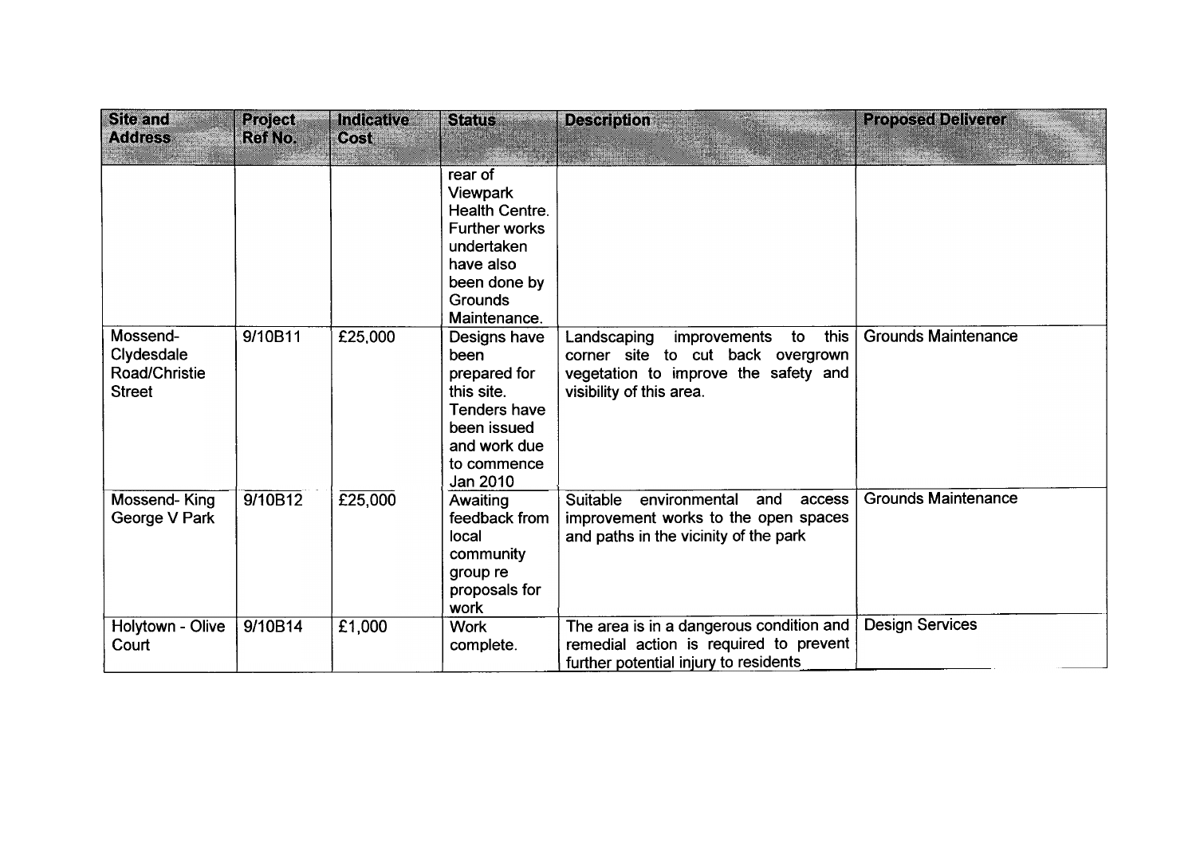| Site and Address | Project Ref No. | Indicative Cost | Status | Description | Proposed Deliverer |
|---|---|---|---|---|---|
| | | | rear of Viewpark Health Centre. Further works undertaken have also been done by Grounds Maintenance. | | |
| Mossend-Clydesdale Road/Christie Street | 9/10B11 | £25,000 | Designs have been prepared for this site. Tenders have been issued and work due to commence Jan 2010 | Landscaping improvements to this corner site to cut back overgrown vegetation to improve the safety and visibility of this area. | Grounds Maintenance |
| Mossend- King George V Park | 9/10B12 | £25,000 | Awaiting feedback from local community group re proposals for work | Suitable environmental and access improvement works to the open spaces and paths in the vicinity of the park | Grounds Maintenance |
| Holytown - Olive Court | 9/10B14 | £1,000 | Work complete. | The area is in a dangerous condition and remedial action is required to prevent further potential injury to residents | Design Services |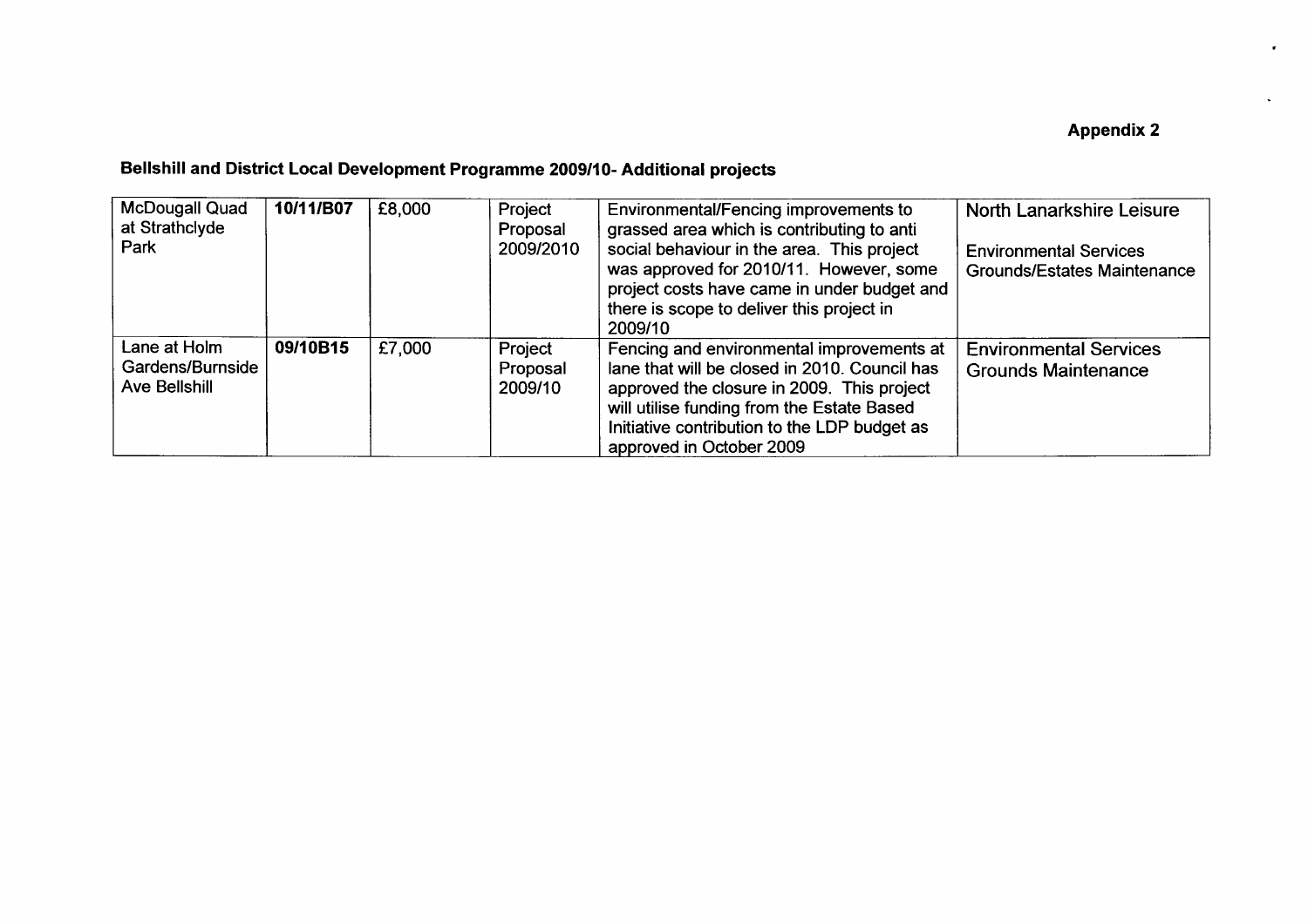**Appendix 2**

**Bellshill and District Local Development Programme 2009/10- Additional projects**

| | | | | | |
|---|---|---|---|---|---|
| McDougall Quad at Strathclyde Park | **10/11/B07** | £8,000 | Project Proposal 2009/2010 | Environmental/Fencing improvements to grassed area which is contributing to anti social behaviour in the area. This project was approved for 2010/11. However, some project costs have came in under budget and there is scope to deliver this project in 2009/10 | North Lanarkshire Leisure<br><br>Environmental Services Grounds/Estates Maintenance |
| Lane at Holm Gardens/Burnside Ave Bellshill | **09/10B15** | £7,000 | Project Proposal 2009/10 | Fencing and environmental improvements at lane that will be closed in 2010. Council has approved the closure in 2009. This project will utilise funding from the Estate Based Initiative contribution to the LDP budget as approved in October 2009 | Environmental Services Grounds Maintenance |